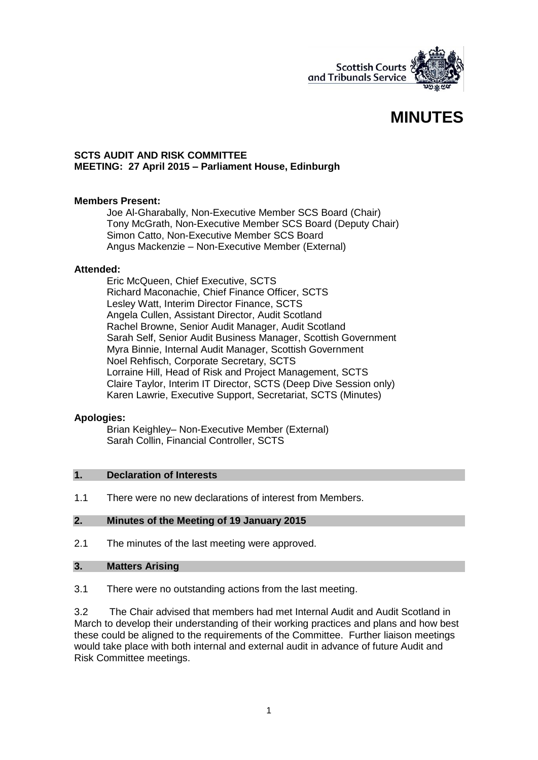# MINUTES

**SCTS AUDIT AND RISK COMMITTEE**
**MEETING: 27 April 2015 – Parliament House, Edinburgh**

**Members Present:**

Joe Al-Gharabally, Non-Executive Member SCS Board (Chair)
Tony McGrath, Non-Executive Member SCS Board (Deputy Chair)
Simon Catto, Non-Executive Member SCS Board
Angus Mackenzie – Non-Executive Member (External)

**Attended:**

Eric McQueen, Chief Executive, SCTS
Richard Maconachie, Chief Finance Officer, SCTS
Lesley Watt, Interim Director Finance, SCTS
Angela Cullen, Assistant Director, Audit Scotland
Rachel Browne, Senior Audit Manager, Audit Scotland
Sarah Self, Senior Audit Business Manager, Scottish Government
Myra Binnie, Internal Audit Manager, Scottish Government
Noel Rehfisch, Corporate Secretary, SCTS
Lorraine Hill, Head of Risk and Project Management, SCTS
Claire Taylor, Interim IT Director, SCTS (Deep Dive Session only)
Karen Lawrie, Executive Support, Secretariat, SCTS (Minutes)

**Apologies:**

Brian Keighley– Non-Executive Member (External)
Sarah Collin, Financial Controller, SCTS

## 1. Declaration of Interests

1.1 There were no new declarations of interest from Members.

## 2. Minutes of the Meeting of 19 January 2015

2.1 The minutes of the last meeting were approved.

## 3. Matters Arising

3.1 There were no outstanding actions from the last meeting.

3.2 The Chair advised that members had met Internal Audit and Audit Scotland in March to develop their understanding of their working practices and plans and how best these could be aligned to the requirements of the Committee. Further liaison meetings would take place with both internal and external audit in advance of future Audit and Risk Committee meetings.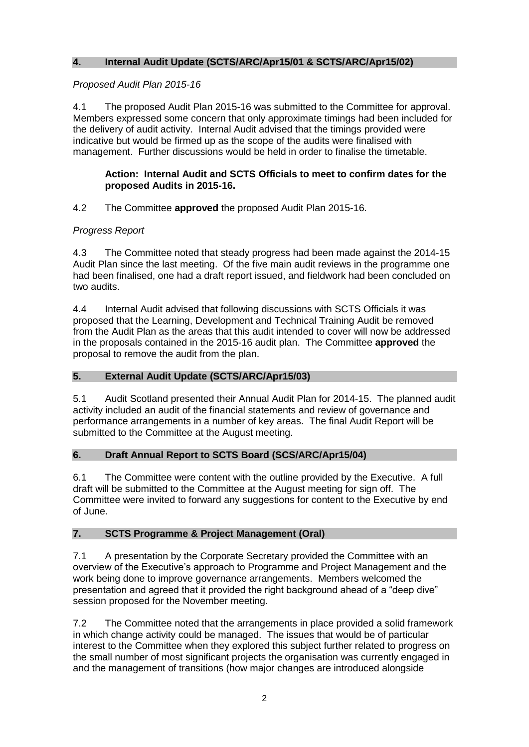## 4. Internal Audit Update (SCTS/ARC/Apr15/01 & SCTS/ARC/Apr15/02)

*Proposed Audit Plan 2015-16*

4.1 The proposed Audit Plan 2015-16 was submitted to the Committee for approval. Members expressed some concern that only approximate timings had been included for the delivery of audit activity. Internal Audit advised that the timings provided were indicative but would be firmed up as the scope of the audits were finalised with management. Further discussions would be held in order to finalise the timetable.

> **Action: Internal Audit and SCTS Officials to meet to confirm dates for the proposed Audits in 2015-16.**

4.2 The Committee **approved** the proposed Audit Plan 2015-16.

*Progress Report*

4.3 The Committee noted that steady progress had been made against the 2014-15 Audit Plan since the last meeting. Of the five main audit reviews in the programme one had been finalised, one had a draft report issued, and fieldwork had been concluded on two audits.

4.4 Internal Audit advised that following discussions with SCTS Officials it was proposed that the Learning, Development and Technical Training Audit be removed from the Audit Plan as the areas that this audit intended to cover will now be addressed in the proposals contained in the 2015-16 audit plan. The Committee **approved** the proposal to remove the audit from the plan.

## 5. External Audit Update (SCTS/ARC/Apr15/03)

5.1 Audit Scotland presented their Annual Audit Plan for 2014-15. The planned audit activity included an audit of the financial statements and review of governance and performance arrangements in a number of key areas. The final Audit Report will be submitted to the Committee at the August meeting.

## 6. Draft Annual Report to SCTS Board (SCS/ARC/Apr15/04)

6.1 The Committee were content with the outline provided by the Executive. A full draft will be submitted to the Committee at the August meeting for sign off. The Committee were invited to forward any suggestions for content to the Executive by end of June.

## 7. SCTS Programme & Project Management (Oral)

7.1 A presentation by the Corporate Secretary provided the Committee with an overview of the Executive's approach to Programme and Project Management and the work being done to improve governance arrangements. Members welcomed the presentation and agreed that it provided the right background ahead of a "deep dive" session proposed for the November meeting.

7.2 The Committee noted that the arrangements in place provided a solid framework in which change activity could be managed. The issues that would be of particular interest to the Committee when they explored this subject further related to progress on the small number of most significant projects the organisation was currently engaged in and the management of transitions (how major changes are introduced alongside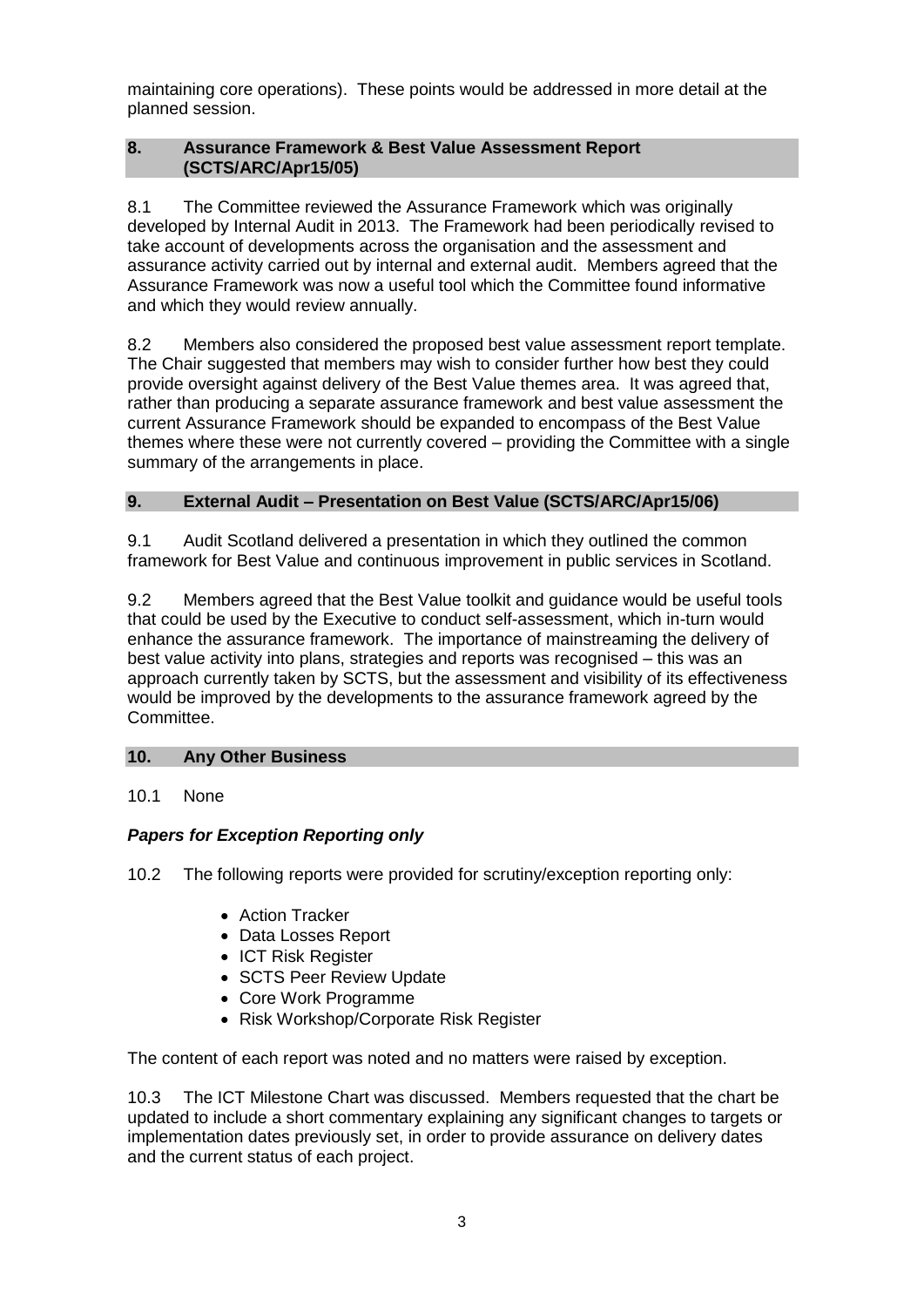maintaining core operations). These points would be addressed in more detail at the planned session.

## 8. Assurance Framework & Best Value Assessment Report (SCTS/ARC/Apr15/05)

8.1 The Committee reviewed the Assurance Framework which was originally developed by Internal Audit in 2013. The Framework had been periodically revised to take account of developments across the organisation and the assessment and assurance activity carried out by internal and external audit. Members agreed that the Assurance Framework was now a useful tool which the Committee found informative and which they would review annually.

8.2 Members also considered the proposed best value assessment report template. The Chair suggested that members may wish to consider further how best they could provide oversight against delivery of the Best Value themes area. It was agreed that, rather than producing a separate assurance framework and best value assessment the current Assurance Framework should be expanded to encompass of the Best Value themes where these were not currently covered – providing the Committee with a single summary of the arrangements in place.

## 9. External Audit – Presentation on Best Value (SCTS/ARC/Apr15/06)

9.1 Audit Scotland delivered a presentation in which they outlined the common framework for Best Value and continuous improvement in public services in Scotland.

9.2 Members agreed that the Best Value toolkit and guidance would be useful tools that could be used by the Executive to conduct self-assessment, which in-turn would enhance the assurance framework. The importance of mainstreaming the delivery of best value activity into plans, strategies and reports was recognised – this was an approach currently taken by SCTS, but the assessment and visibility of its effectiveness would be improved by the developments to the assurance framework agreed by the Committee.

## 10. Any Other Business

10.1 None

***Papers for Exception Reporting only***

10.2 The following reports were provided for scrutiny/exception reporting only:

- Action Tracker
- Data Losses Report
- ICT Risk Register
- SCTS Peer Review Update
- Core Work Programme
- Risk Workshop/Corporate Risk Register

The content of each report was noted and no matters were raised by exception.

10.3 The ICT Milestone Chart was discussed. Members requested that the chart be updated to include a short commentary explaining any significant changes to targets or implementation dates previously set, in order to provide assurance on delivery dates and the current status of each project.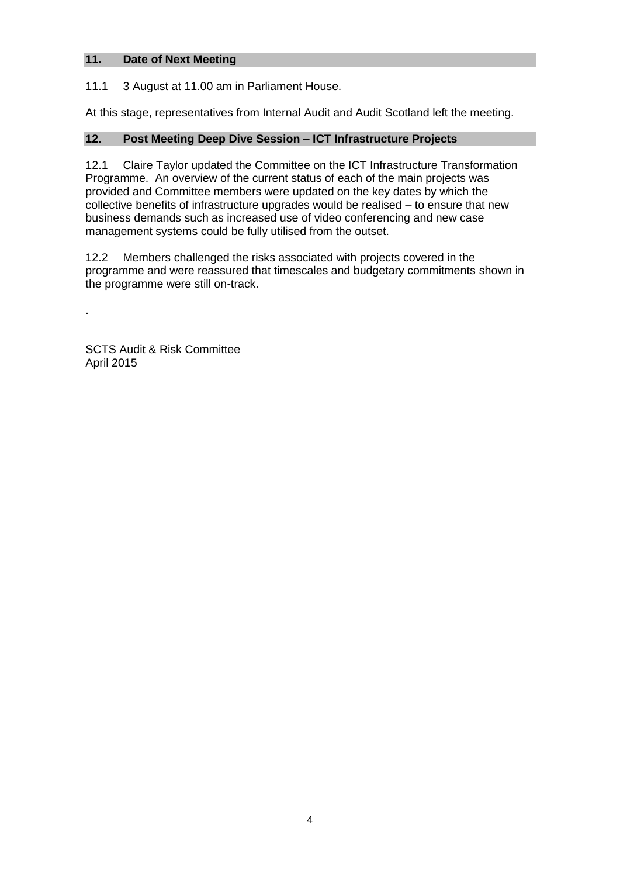## 11. Date of Next Meeting

11.1 3 August at 11.00 am in Parliament House.

At this stage, representatives from Internal Audit and Audit Scotland left the meeting.

## 12. Post Meeting Deep Dive Session – ICT Infrastructure Projects

12.1 Claire Taylor updated the Committee on the ICT Infrastructure Transformation Programme. An overview of the current status of each of the main projects was provided and Committee members were updated on the key dates by which the collective benefits of infrastructure upgrades would be realised – to ensure that new business demands such as increased use of video conferencing and new case management systems could be fully utilised from the outset.

12.2 Members challenged the risks associated with projects covered in the programme and were reassured that timescales and budgetary commitments shown in the programme were still on-track.

.

SCTS Audit & Risk Committee
April 2015